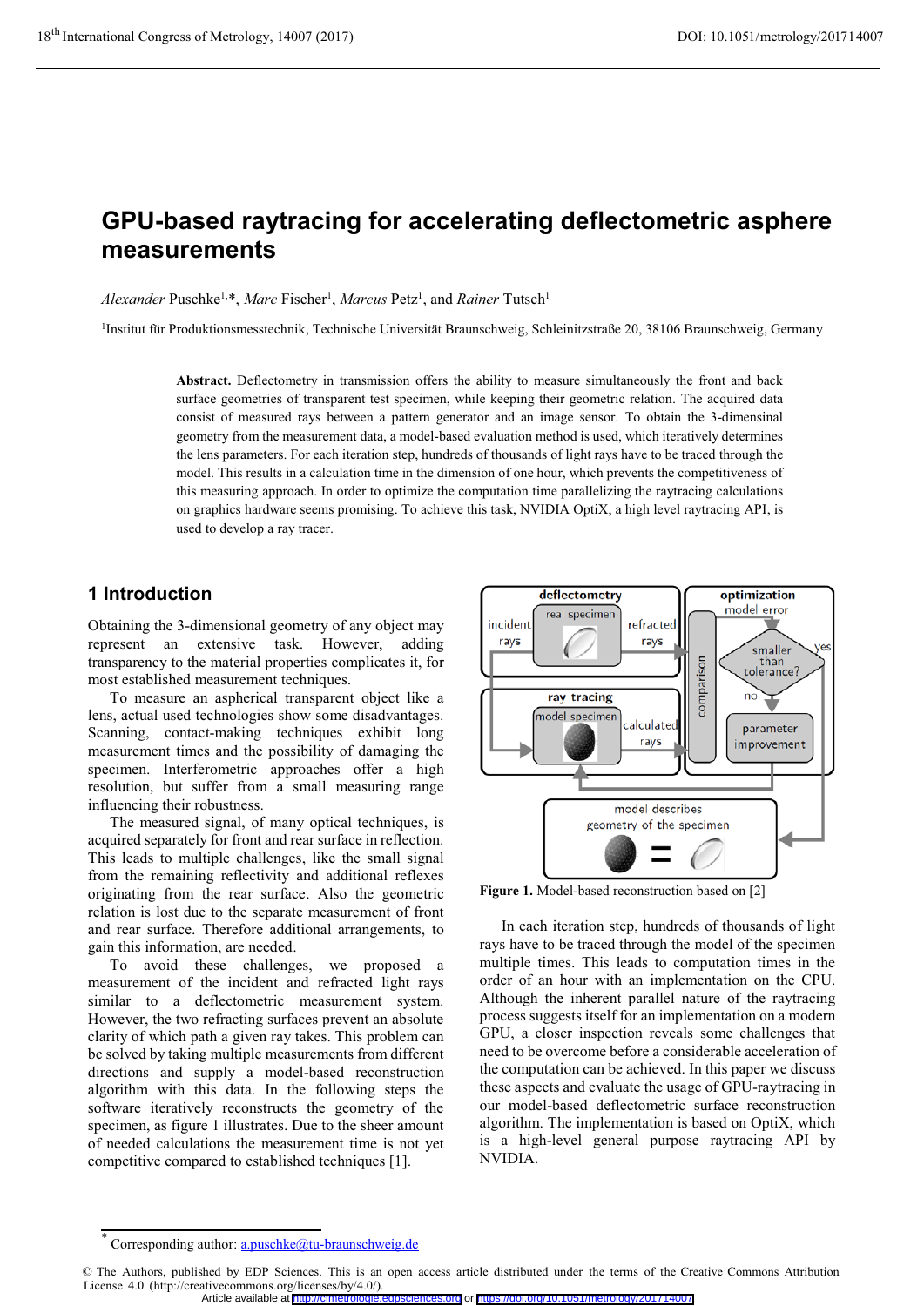# GPU-based raytracing for accelerating deflectometric asphere measurements

*Alexander* Puschke[1,*], *Marc* Fischer[1], *Marcus* Petz[1], and *Rainer* Tutsch[1]

[1]Institut für Produktionsmesstechnik, Technische Universität Braunschweig, Schleinitzstraße 20, 38106 Braunschweig, Germany

**Abstract.** Deflectometry in transmission offers the ability to measure simultaneously the front and back surface geometries of transparent test specimen, while keeping their geometric relation. The acquired data consist of measured rays between a pattern generator and an image sensor. To obtain the 3-dimensional geometry from the measurement data, a model-based evaluation method is used, which iteratively determines the lens parameters. For each iteration step, hundreds of thousands of light rays have to be traced through the model. This results in a calculation time in the dimension of one hour, which prevents the competitiveness of this measuring approach. In order to optimize the computation time parallelizing the raytracing calculations on graphics hardware seems promising. To achieve this task, NVIDIA OptiX, a high level raytracing API, is used to develop a ray tracer.

## 1 Introduction

Obtaining the 3-dimensional geometry of any object may represent an extensive task. However, adding transparency to the material properties complicates it, for most established measurement techniques.

To measure an aspherical transparent object like a lens, actual used technologies show some disadvantages. Scanning, contact-making techniques exhibit long measurement times and the possibility of damaging the specimen. Interferometric approaches offer a high resolution, but suffer from a small measuring range influencing their robustness.

The measured signal, of many optical techniques, is acquired separately for front and rear surface in reflection. This leads to multiple challenges, like the small signal from the remaining reflectivity and additional reflexes originating from the rear surface. Also the geometric relation is lost due to the separate measurement of front and rear surface. Therefore additional arrangements, to gain this information, are needed.

To avoid these challenges, we proposed a measurement of the incident and refracted light rays similar to a deflectometric measurement system. However, the two refracting surfaces prevent an absolute clarity of which path a given ray takes. This problem can be solved by taking multiple measurements from different directions and supply a model-based reconstruction algorithm with this data. In the following steps the software iteratively reconstructs the geometry of the specimen, as figure 1 illustrates. Due to the sheer amount of needed calculations the measurement time is not yet competitive compared to established techniques [1].

Figure 1. Model-based reconstruction based on [2]

In each iteration step, hundreds of thousands of light rays have to be traced through the model of the specimen multiple times. This leads to computation times in the order of an hour with an implementation on the CPU. Although the inherent parallel nature of the raytracing process suggests itself for an implementation on a modern GPU, a closer inspection reveals some challenges that need to be overcome before a considerable acceleration of the computation can be achieved. In this paper we discuss these aspects and evaluate the usage of GPU-raytracing in our model-based deflectometric surface reconstruction algorithm. The implementation is based on OptiX, which is a high-level general purpose raytracing API by NVIDIA.

---

* Corresponding author: a.puschke@tu-braunschweig.de

© The Authors, published by EDP Sciences. This is an open access article distributed under the terms of the Creative Commons Attribution License 4.0 (http://creativecommons.org/licenses/by/4.0/).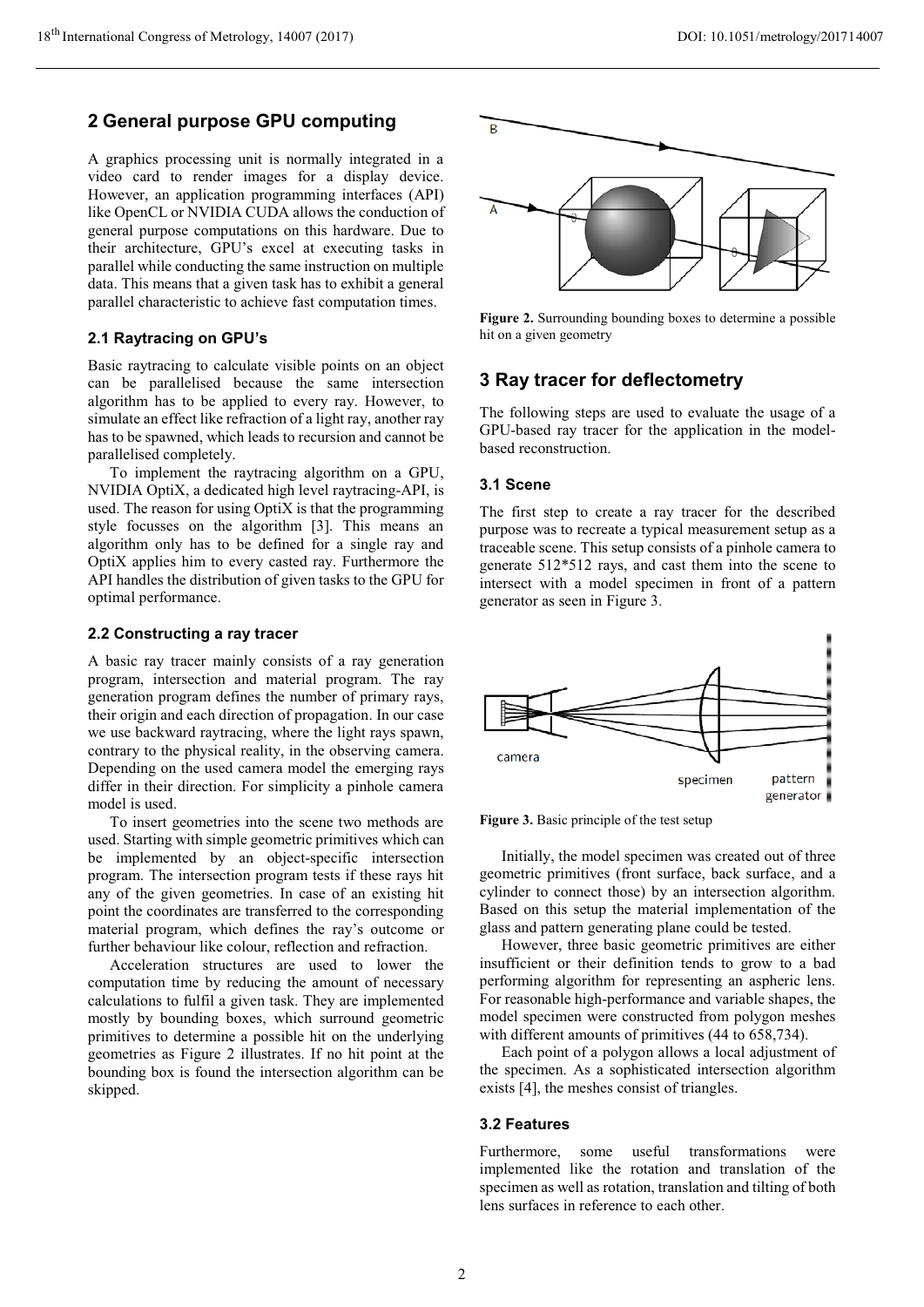## 2 General purpose GPU computing

A graphics processing unit is normally integrated in a video card to render images for a display device. However, an application programming interfaces (API) like OpenCL or NVIDIA CUDA allows the conduction of general purpose computations on this hardware. Due to their architecture, GPU's excel at executing tasks in parallel while conducting the same instruction on multiple data. This means that a given task has to exhibit a general parallel characteristic to achieve fast computation times.

### 2.1 Raytracing on GPU's

Basic raytracing to calculate visible points on an object can be parallelised because the same intersection algorithm has to be applied to every ray. However, to simulate an effect like refraction of a light ray, another ray has to be spawned, which leads to recursion and cannot be parallelised completely.

To implement the raytracing algorithm on a GPU, NVIDIA OptiX, a dedicated high level raytracing-API, is used. The reason for using OptiX is that the programming style focusses on the algorithm [3]. This means an algorithm only has to be defined for a single ray and OptiX applies him to every casted ray. Furthermore the API handles the distribution of given tasks to the GPU for optimal performance.

### 2.2 Constructing a ray tracer

A basic ray tracer mainly consists of a ray generation program, intersection and material program. The ray generation program defines the number of primary rays, their origin and each direction of propagation. In our case we use backward raytracing, where the light rays spawn, contrary to the physical reality, in the observing camera. Depending on the used camera model the emerging rays differ in their direction. For simplicity a pinhole camera model is used.

To insert geometries into the scene two methods are used. Starting with simple geometric primitives which can be implemented by an object-specific intersection program. The intersection program tests if these rays hit any of the given geometries. In case of an existing hit point the coordinates are transferred to the corresponding material program, which defines the ray's outcome or further behaviour like colour, reflection and refraction.

Acceleration structures are used to lower the computation time by reducing the amount of necessary calculations to fulfil a given task. They are implemented mostly by bounding boxes, which surround geometric primitives to determine a possible hit on the underlying geometries as Figure 2 illustrates. If no hit point at the bounding box is found the intersection algorithm can be skipped.

**Figure 2.** Surrounding bounding boxes to determine a possible hit on a given geometry

## 3 Ray tracer for deflectometry

The following steps are used to evaluate the usage of a GPU-based ray tracer for the application in the model-based reconstruction.

### 3.1 Scene

The first step to create a ray tracer for the described purpose was to recreate a typical measurement setup as a traceable scene. This setup consists of a pinhole camera to generate 512*512 rays, and cast them into the scene to intersect with a model specimen in front of a pattern generator as seen in Figure 3.

**Figure 3.** Basic principle of the test setup

Initially, the model specimen was created out of three geometric primitives (front surface, back surface, and a cylinder to connect those) by an intersection algorithm. Based on this setup the material implementation of the glass and pattern generating plane could be tested.

However, three basic geometric primitives are either insufficient or their definition tends to grow to a bad performing algorithm for representing an aspheric lens. For reasonable high-performance and variable shapes, the model specimen were constructed from polygon meshes with different amounts of primitives (44 to 658,734).

Each point of a polygon allows a local adjustment of the specimen. As a sophisticated intersection algorithm exists [4], the meshes consist of triangles.

### 3.2 Features

Furthermore, some useful transformations were implemented like the rotation and translation of the specimen as well as rotation, translation and tilting of both lens surfaces in reference to each other.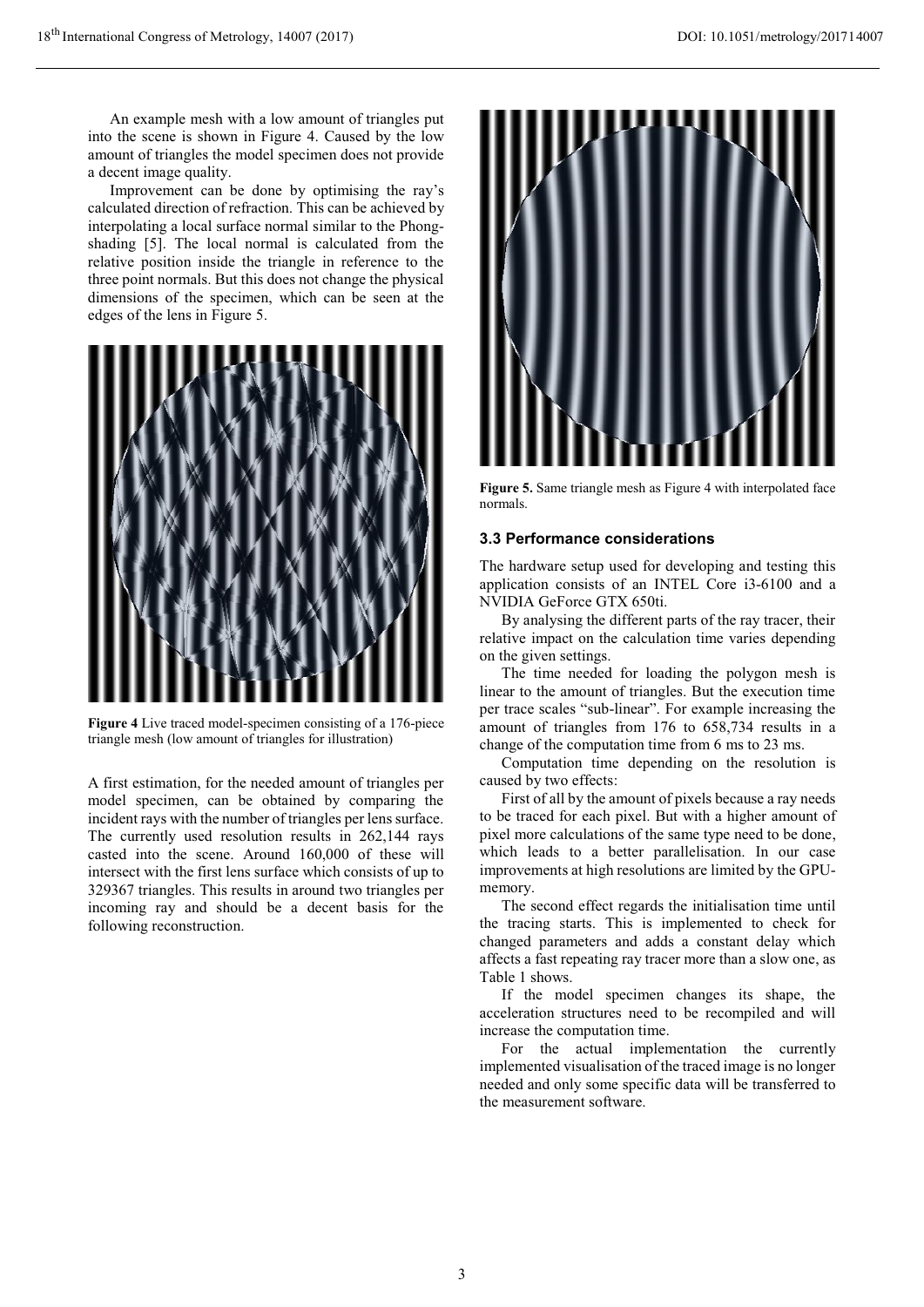An example mesh with a low amount of triangles put into the scene is shown in Figure 4. Caused by the low amount of triangles the model specimen does not provide a decent image quality.

Improvement can be done by optimising the ray's calculated direction of refraction. This can be achieved by interpolating a local surface normal similar to the Phong-shading [5]. The local normal is calculated from the relative position inside the triangle in reference to the three point normals. But this does not change the physical dimensions of the specimen, which can be seen at the edges of the lens in Figure 5.

**Figure 4** Live traced model-specimen consisting of a 176-piece triangle mesh (low amount of triangles for illustration)

A first estimation, for the needed amount of triangles per model specimen, can be obtained by comparing the incident rays with the number of triangles per lens surface. The currently used resolution results in 262,144 rays casted into the scene. Around 160,000 of these will intersect with the first lens surface which consists of up to 329367 triangles. This results in around two triangles per incoming ray and should be a decent basis for the following reconstruction.

**Figure 5.** Same triangle mesh as Figure 4 with interpolated face normals.

### 3.3 Performance considerations

The hardware setup used for developing and testing this application consists of an INTEL Core i3-6100 and a NVIDIA GeForce GTX 650ti.

By analysing the different parts of the ray tracer, their relative impact on the calculation time varies depending on the given settings.

The time needed for loading the polygon mesh is linear to the amount of triangles. But the execution time per trace scales "sub-linear". For example increasing the amount of triangles from 176 to 658,734 results in a change of the computation time from 6 ms to 23 ms.

Computation time depending on the resolution is caused by two effects:

First of all by the amount of pixels because a ray needs to be traced for each pixel. But with a higher amount of pixel more calculations of the same type need to be done, which leads to a better parallelisation. In our case improvements at high resolutions are limited by the GPU-memory.

The second effect regards the initialisation time until the tracing starts. This is implemented to check for changed parameters and adds a constant delay which affects a fast repeating ray tracer more than a slow one, as Table 1 shows.

If the model specimen changes its shape, the acceleration structures need to be recompiled and will increase the computation time.

For the actual implementation the currently implemented visualisation of the traced image is no longer needed and only some specific data will be transferred to the measurement software.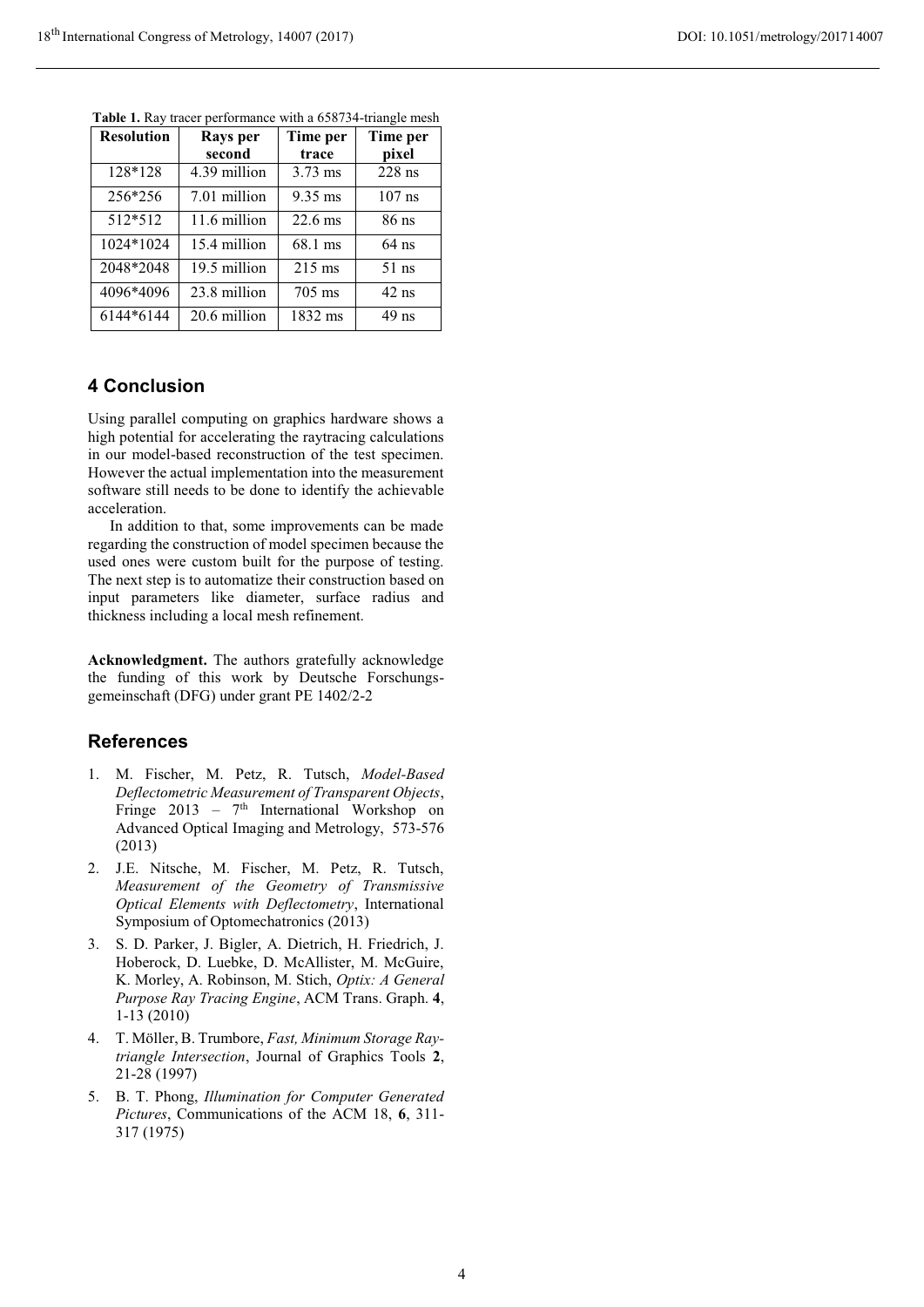**Table 1.** Ray tracer performance with a 658734-triangle mesh

| Resolution | Rays per second | Time per trace | Time per pixel |
|---|---|---|---|
| 128*128 | 4.39 million | 3.73 ms | 228 ns |
| 256*256 | 7.01 million | 9.35 ms | 107 ns |
| 512*512 | 11.6 million | 22.6 ms | 86 ns |
| 1024*1024 | 15.4 million | 68.1 ms | 64 ns |
| 2048*2048 | 19.5 million | 215 ms | 51 ns |
| 4096*4096 | 23.8 million | 705 ms | 42 ns |
| 6144*6144 | 20.6 million | 1832 ms | 49 ns |

## 4 Conclusion

Using parallel computing on graphics hardware shows a high potential for accelerating the raytracing calculations in our model-based reconstruction of the test specimen. However the actual implementation into the measurement software still needs to be done to identify the achievable acceleration.

In addition to that, some improvements can be made regarding the construction of model specimen because the used ones were custom built for the purpose of testing. The next step is to automatize their construction based on input parameters like diameter, surface radius and thickness including a local mesh refinement.

**Acknowledgment.** The authors gratefully acknowledge the funding of this work by Deutsche Forschungsgemeinschaft (DFG) under grant PE 1402/2-2

## References

1. M. Fischer, M. Petz, R. Tutsch, *Model-Based Deflectometric Measurement of Transparent Objects*, Fringe 2013 – 7th International Workshop on Advanced Optical Imaging and Metrology, 573-576 (2013)
2. J.E. Nitsche, M. Fischer, M. Petz, R. Tutsch, *Measurement of the Geometry of Transmissive Optical Elements with Deflectometry*, International Symposium of Optomechatronics (2013)
3. S. D. Parker, J. Bigler, A. Dietrich, H. Friedrich, J. Hoberock, D. Luebke, D. McAllister, M. McGuire, K. Morley, A. Robinson, M. Stich, *Optix: A General Purpose Ray Tracing Engine*, ACM Trans. Graph. **4**, 1-13 (2010)
4. T. Möller, B. Trumbore, *Fast, Minimum Storage Ray-triangle Intersection*, Journal of Graphics Tools **2**, 21-28 (1997)
5. B. T. Phong, *Illumination for Computer Generated Pictures*, Communications of the ACM 18, **6**, 311-317 (1975)